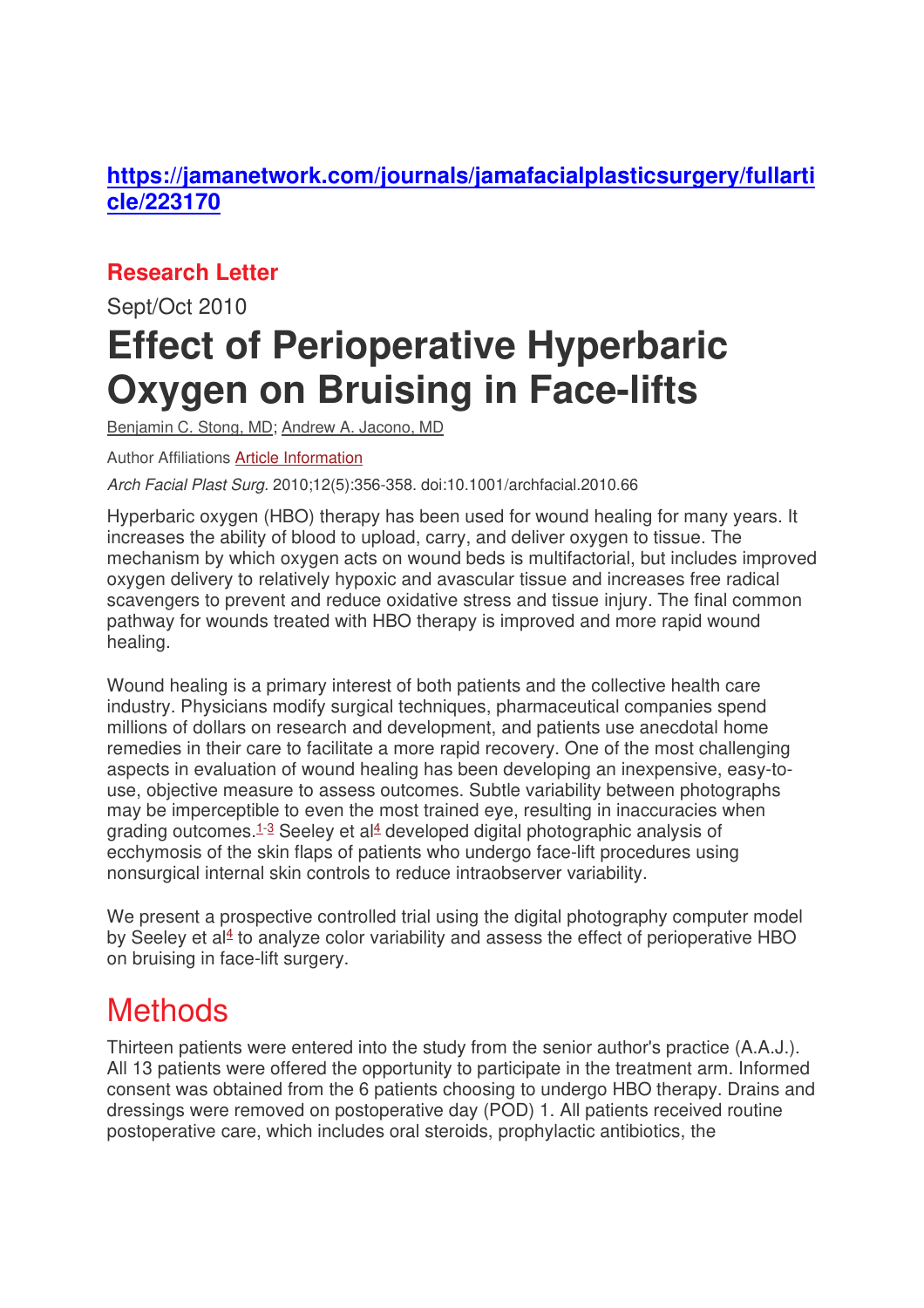**https://jamanetwork.com/journals/jamafacialplasticsurgery/fullarticle/223170**

## Research Letter

Sept/Oct 2010

# Effect of Perioperative Hyperbaric Oxygen on Bruising in Face-lifts

Benjamin C. Stong, MD; Andrew A. Jacono, MD

Author Affiliations Article Information

*Arch Facial Plast Surg.* 2010;12(5):356-358. doi:10.1001/archfacial.2010.66

Hyperbaric oxygen (HBO) therapy has been used for wound healing for many years. It increases the ability of blood to upload, carry, and deliver oxygen to tissue. The mechanism by which oxygen acts on wound beds is multifactorial, but includes improved oxygen delivery to relatively hypoxic and avascular tissue and increases free radical scavengers to prevent and reduce oxidative stress and tissue injury. The final common pathway for wounds treated with HBO therapy is improved and more rapid wound healing.

Wound healing is a primary interest of both patients and the collective health care industry. Physicians modify surgical techniques, pharmaceutical companies spend millions of dollars on research and development, and patients use anecdotal home remedies in their care to facilitate a more rapid recovery. One of the most challenging aspects in evaluation of wound healing has been developing an inexpensive, easy-to-use, objective measure to assess outcomes. Subtle variability between photographs may be imperceptible to even the most trained eye, resulting in inaccuracies when grading outcomes.[1-3] Seeley et al[4] developed digital photographic analysis of ecchymosis of the skin flaps of patients who undergo face-lift procedures using nonsurgical internal skin controls to reduce intraobserver variability.

We present a prospective controlled trial using the digital photography computer model by Seeley et al[4] to analyze color variability and assess the effect of perioperative HBO on bruising in face-lift surgery.

## Methods

Thirteen patients were entered into the study from the senior author's practice (A.A.J.). All 13 patients were offered the opportunity to participate in the treatment arm. Informed consent was obtained from the 6 patients choosing to undergo HBO therapy. Drains and dressings were removed on postoperative day (POD) 1. All patients received routine postoperative care, which includes oral steroids, prophylactic antibiotics, the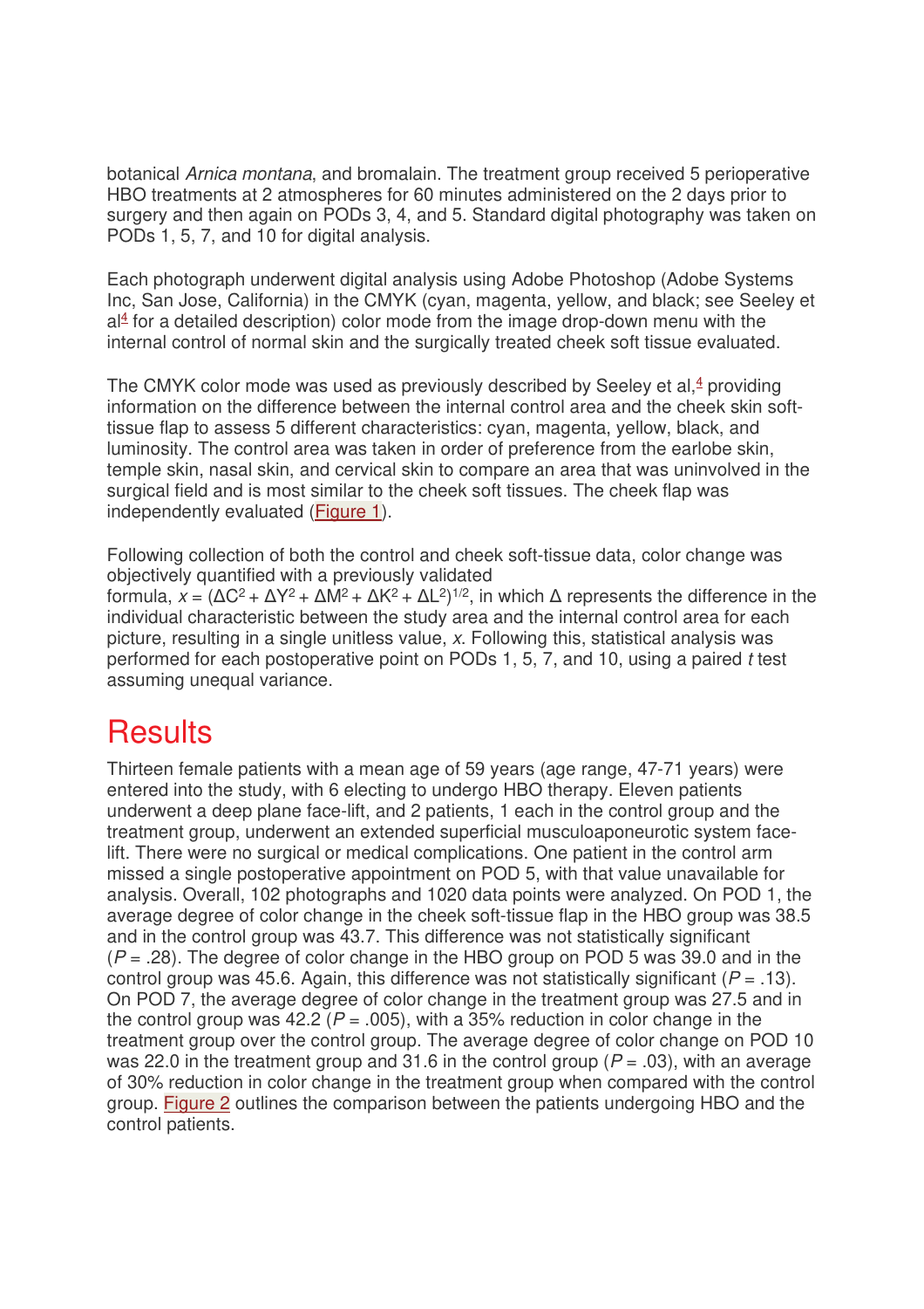botanical *Arnica montana*, and bromalain. The treatment group received 5 perioperative HBO treatments at 2 atmospheres for 60 minutes administered on the 2 days prior to surgery and then again on PODs 3, 4, and 5. Standard digital photography was taken on PODs 1, 5, 7, and 10 for digital analysis.

Each photograph underwent digital analysis using Adobe Photoshop (Adobe Systems Inc, San Jose, California) in the CMYK (cyan, magenta, yellow, and black; see Seeley et al[4] for a detailed description) color mode from the image drop-down menu with the internal control of normal skin and the surgically treated cheek soft tissue evaluated.

The CMYK color mode was used as previously described by Seeley et al,[4] providing information on the difference between the internal control area and the cheek skin soft-tissue flap to assess 5 different characteristics: cyan, magenta, yellow, black, and luminosity. The control area was taken in order of preference from the earlobe skin, temple skin, nasal skin, and cervical skin to compare an area that was uninvolved in the surgical field and is most similar to the cheek soft tissues. The cheek flap was independently evaluated (Figure 1).

Following collection of both the control and cheek soft-tissue data, color change was objectively quantified with a previously validated formula, $x = (\Delta C^2 + \Delta Y^2 + \Delta M^2 + \Delta K^2 + \Delta L^2)^{1/2}$, in which Δ represents the difference in the individual characteristic between the study area and the internal control area for each picture, resulting in a single unitless value, *x*. Following this, statistical analysis was performed for each postoperative point on PODs 1, 5, 7, and 10, using a paired *t* test assuming unequal variance.

# Results

Thirteen female patients with a mean age of 59 years (age range, 47-71 years) were entered into the study, with 6 electing to undergo HBO therapy. Eleven patients underwent a deep plane face-lift, and 2 patients, 1 each in the control group and the treatment group, underwent an extended superficial musculoaponeurotic system face-lift. There were no surgical or medical complications. One patient in the control arm missed a single postoperative appointment on POD 5, with that value unavailable for analysis. Overall, 102 photographs and 1020 data points were analyzed. On POD 1, the average degree of color change in the cheek soft-tissue flap in the HBO group was 38.5 and in the control group was 43.7. This difference was not statistically significant ($P = .28$). The degree of color change in the HBO group on POD 5 was 39.0 and in the control group was 45.6. Again, this difference was not statistically significant ($P = .13$). On POD 7, the average degree of color change in the treatment group was 27.5 and in the control group was 42.2 ($P = .005$), with a 35% reduction in color change in the treatment group over the control group. The average degree of color change on POD 10 was 22.0 in the treatment group and 31.6 in the control group ($P = .03$), with an average of 30% reduction in color change in the treatment group when compared with the control group. Figure 2 outlines the comparison between the patients undergoing HBO and the control patients.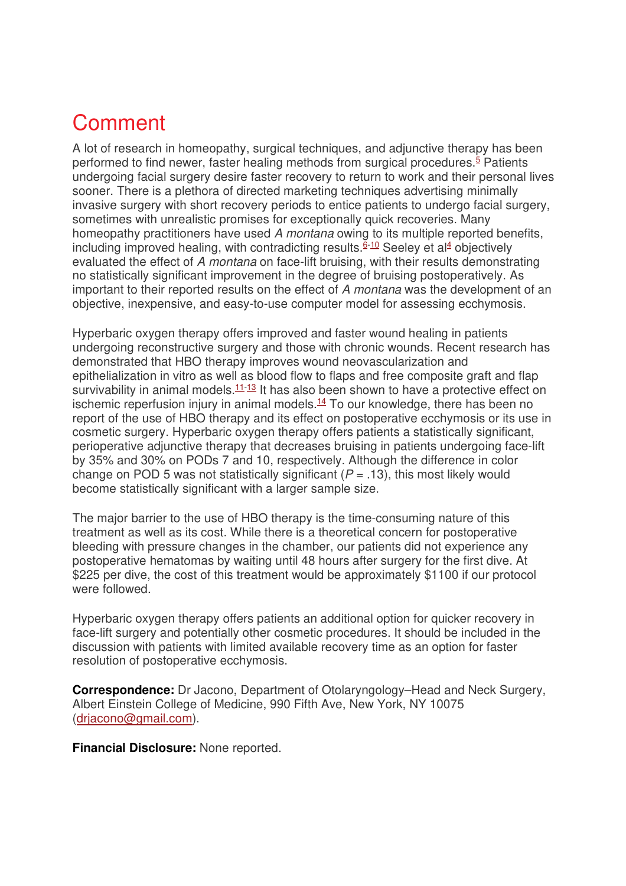# Comment

A lot of research in homeopathy, surgical techniques, and adjunctive therapy has been performed to find newer, faster healing methods from surgical procedures.[5] Patients undergoing facial surgery desire faster recovery to return to work and their personal lives sooner. There is a plethora of directed marketing techniques advertising minimally invasive surgery with short recovery periods to entice patients to undergo facial surgery, sometimes with unrealistic promises for exceptionally quick recoveries. Many homeopathy practitioners have used *A montana* owing to its multiple reported benefits, including improved healing, with contradicting results.[6-10] Seeley et al[4] objectively evaluated the effect of *A montana* on face-lift bruising, with their results demonstrating no statistically significant improvement in the degree of bruising postoperatively. As important to their reported results on the effect of *A montana* was the development of an objective, inexpensive, and easy-to-use computer model for assessing ecchymosis.

Hyperbaric oxygen therapy offers improved and faster wound healing in patients undergoing reconstructive surgery and those with chronic wounds. Recent research has demonstrated that HBO therapy improves wound neovascularization and epithelialization in vitro as well as blood flow to flaps and free composite graft and flap survivability in animal models.[11-13] It has also been shown to have a protective effect on ischemic reperfusion injury in animal models.[14] To our knowledge, there has been no report of the use of HBO therapy and its effect on postoperative ecchymosis or its use in cosmetic surgery. Hyperbaric oxygen therapy offers patients a statistically significant, perioperative adjunctive therapy that decreases bruising in patients undergoing face-lift by 35% and 30% on PODs 7 and 10, respectively. Although the difference in color change on POD 5 was not statistically significant ($P = .13$), this most likely would become statistically significant with a larger sample size.

The major barrier to the use of HBO therapy is the time-consuming nature of this treatment as well as its cost. While there is a theoretical concern for postoperative bleeding with pressure changes in the chamber, our patients did not experience any postoperative hematomas by waiting until 48 hours after surgery for the first dive. At $225 per dive, the cost of this treatment would be approximately $1100 if our protocol were followed.

Hyperbaric oxygen therapy offers patients an additional option for quicker recovery in face-lift surgery and potentially other cosmetic procedures. It should be included in the discussion with patients with limited available recovery time as an option for faster resolution of postoperative ecchymosis.

**Correspondence:** Dr Jacono, Department of Otolaryngology–Head and Neck Surgery, Albert Einstein College of Medicine, 990 Fifth Ave, New York, NY 10075 (drjacono@gmail.com).

**Financial Disclosure:** None reported.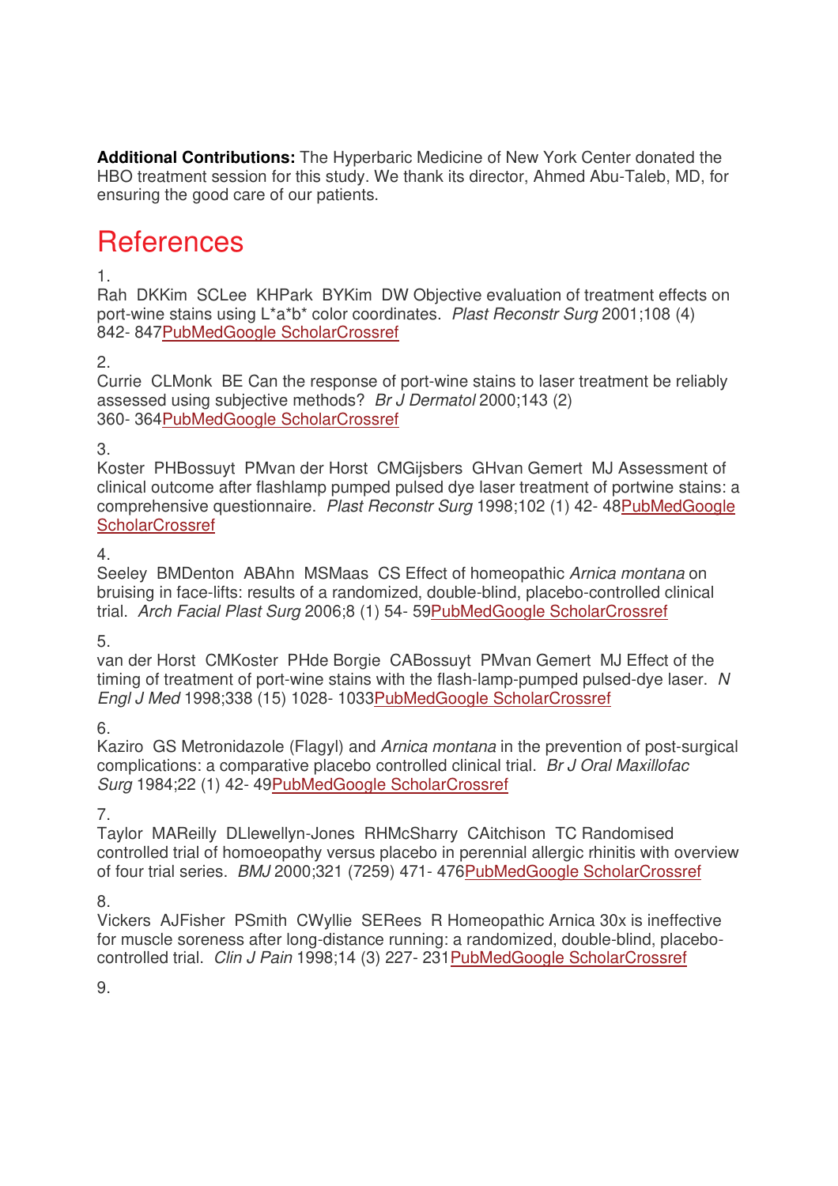**Additional Contributions:** The Hyperbaric Medicine of New York Center donated the HBO treatment session for this study. We thank its director, Ahmed Abu-Taleb, MD, for ensuring the good care of our patients.

# References

1.
Rah  DKKim  SCLee  KHPark  BYKim  DW Objective evaluation of treatment effects on port-wine stains using L*a*b* color coordinates.  *Plast Reconstr Surg* 2001;108 (4) 842- 847PubMedGoogle ScholarCrossref

2.
Currie  CLMonk  BE Can the response of port-wine stains to laser treatment be reliably assessed using subjective methods?  *Br J Dermatol* 2000;143 (2) 360- 364PubMedGoogle ScholarCrossref

3.
Koster  PHBossuyt  PMvan der Horst  CMGijsbers  GHvan Gemert  MJ Assessment of clinical outcome after flashlamp pumped pulsed dye laser treatment of portwine stains: a comprehensive questionnaire.  *Plast Reconstr Surg* 1998;102 (1) 42- 48PubMedGoogle ScholarCrossref

4.
Seeley  BMDenton  ABAhn  MSMaas  CS Effect of homeopathic *Arnica montana* on bruising in face-lifts: results of a randomized, double-blind, placebo-controlled clinical trial.  *Arch Facial Plast Surg* 2006;8 (1) 54- 59PubMedGoogle ScholarCrossref

5.
van der Horst  CMKoster  PHde Borgie  CABossuyt  PMvan Gemert  MJ Effect of the timing of treatment of port-wine stains with the flash-lamp-pumped pulsed-dye laser.  *N Engl J Med* 1998;338 (15) 1028- 1033PubMedGoogle ScholarCrossref

6.
Kaziro  GS Metronidazole (Flagyl) and *Arnica montana* in the prevention of post-surgical complications: a comparative placebo controlled clinical trial.  *Br J Oral Maxillofac Surg* 1984;22 (1) 42- 49PubMedGoogle ScholarCrossref

7.
Taylor  MAReilly  DLlewellyn-Jones  RHMcSharry  CAitchison  TC Randomised controlled trial of homoeopathy versus placebo in perennial allergic rhinitis with overview of four trial series.  *BMJ* 2000;321 (7259) 471- 476PubMedGoogle ScholarCrossref

8.
Vickers  AJFisher  PSmith  CWyllie  SERees  R Homeopathic Arnica 30x is ineffective for muscle soreness after long-distance running: a randomized, double-blind, placebo-controlled trial.  *Clin J Pain* 1998;14 (3) 227- 231PubMedGoogle ScholarCrossref

9.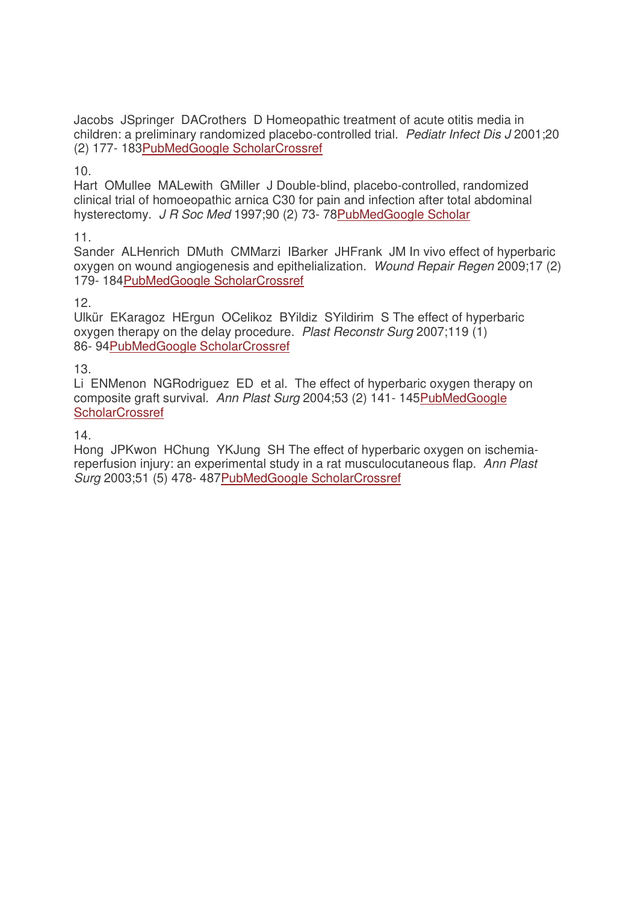Jacobs JSpringer DACrothers D Homeopathic treatment of acute otitis media in children: a preliminary randomized placebo-controlled trial. *Pediatr Infect Dis J* 2001;20 (2) 177- 183PubMedGoogle ScholarCrossref

10.
Hart OMullee MALewith GMiller J Double-blind, placebo-controlled, randomized clinical trial of homoeopathic arnica C30 for pain and infection after total abdominal hysterectomy. *J R Soc Med* 1997;90 (2) 73- 78PubMedGoogle Scholar

11.
Sander ALHenrich DMuth CMMarzi IBarker JHFrank JM In vivo effect of hyperbaric oxygen on wound angiogenesis and epithelialization. *Wound Repair Regen* 2009;17 (2) 179- 184PubMedGoogle ScholarCrossref

12.
Ulkür EKaragoz HErgun OCelikoz BYildiz SYildirim S The effect of hyperbaric oxygen therapy on the delay procedure. *Plast Reconstr Surg* 2007;119 (1) 86- 94PubMedGoogle ScholarCrossref

13.
Li ENMenon NGRodriguez ED et al. The effect of hyperbaric oxygen therapy on composite graft survival. *Ann Plast Surg* 2004;53 (2) 141- 145PubMedGoogle ScholarCrossref

14.
Hong JPKwon HChung YKJung SH The effect of hyperbaric oxygen on ischemia-reperfusion injury: an experimental study in a rat musculocutaneous flap. *Ann Plast Surg* 2003;51 (5) 478- 487PubMedGoogle ScholarCrossref